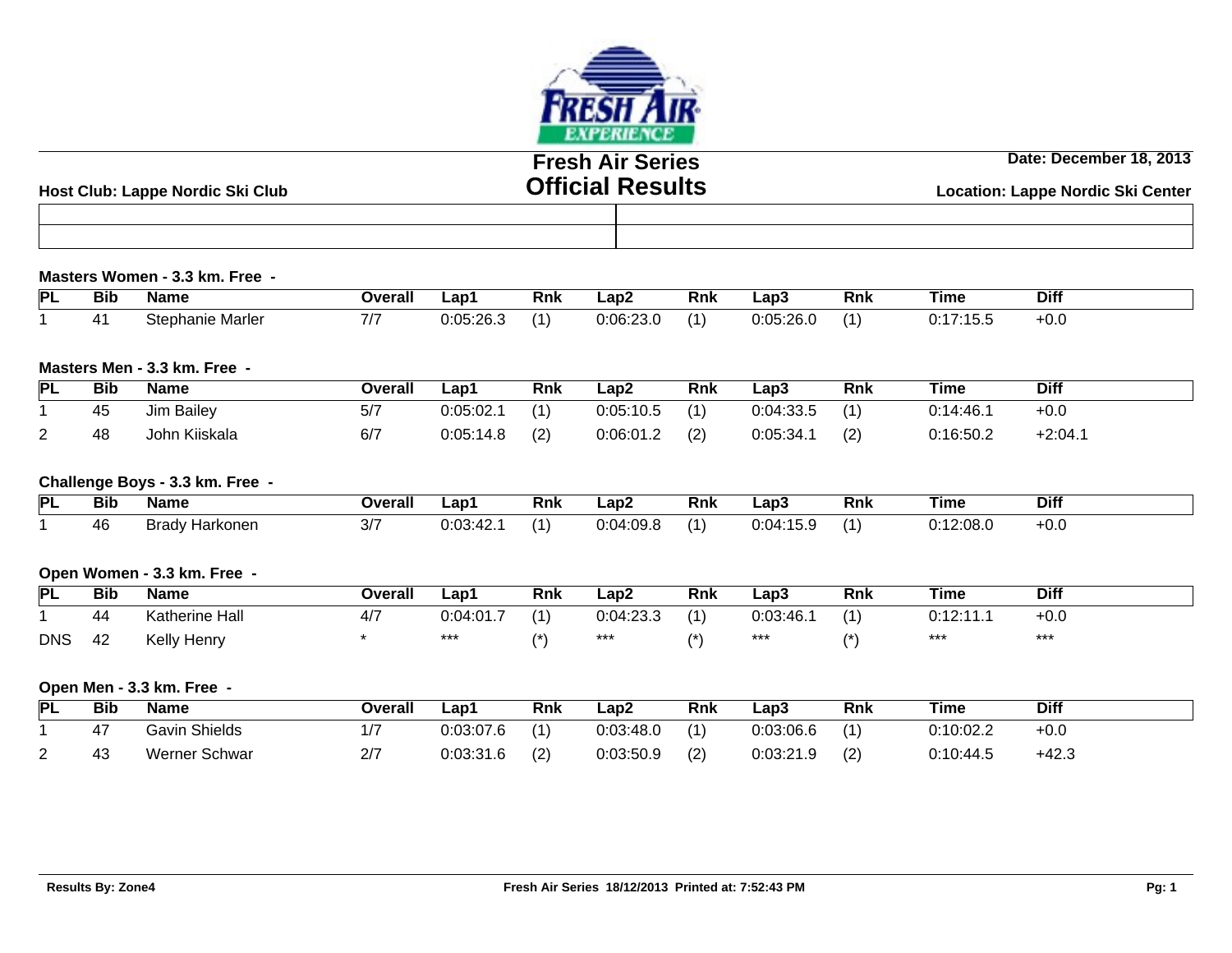# Fresh Air Series
## Official Results

**Host Club: Lappe Nordic Ski Club**

**Date: December 18, 2013**

**Location: Lappe Nordic Ski Center**

### Masters Women - 3.3 km. Free -

| PL | Bib | Name | Overall | Lap1 | Rnk | Lap2 | Rnk | Lap3 | Rnk | Time | Diff |
|---|---|---|---|---|---|---|---|---|---|---|---|
| 1 | 41 | Stephanie Marler | 7/7 | 0:05:26.3 | (1) | 0:06:23.0 | (1) | 0:05:26.0 | (1) | 0:17:15.5 | +0.0 |

### Masters Men - 3.3 km. Free -

| PL | Bib | Name | Overall | Lap1 | Rnk | Lap2 | Rnk | Lap3 | Rnk | Time | Diff |
|---|---|---|---|---|---|---|---|---|---|---|---|
| 1 | 45 | Jim Bailey | 5/7 | 0:05:02.1 | (1) | 0:05:10.5 | (1) | 0:04:33.5 | (1) | 0:14:46.1 | +0.0 |
| 2 | 48 | John Kiiskala | 6/7 | 0:05:14.8 | (2) | 0:06:01.2 | (2) | 0:05:34.1 | (2) | 0:16:50.2 | +2:04.1 |

### Challenge Boys - 3.3 km. Free -

| PL | Bib | Name | Overall | Lap1 | Rnk | Lap2 | Rnk | Lap3 | Rnk | Time | Diff |
|---|---|---|---|---|---|---|---|---|---|---|---|
| 1 | 46 | Brady Harkonen | 3/7 | 0:03:42.1 | (1) | 0:04:09.8 | (1) | 0:04:15.9 | (1) | 0:12:08.0 | +0.0 |

### Open Women - 3.3 km. Free -

| PL | Bib | Name | Overall | Lap1 | Rnk | Lap2 | Rnk | Lap3 | Rnk | Time | Diff |
|---|---|---|---|---|---|---|---|---|---|---|---|
| 1 | 44 | Katherine Hall | 4/7 | 0:04:01.7 | (1) | 0:04:23.3 | (1) | 0:03:46.1 | (1) | 0:12:11.1 | +0.0 |
| DNS | 42 | Kelly Henry | * | *** | (*) | *** | (*) | *** | (*) | *** | *** |

### Open Men - 3.3 km. Free -

| PL | Bib | Name | Overall | Lap1 | Rnk | Lap2 | Rnk | Lap3 | Rnk | Time | Diff |
|---|---|---|---|---|---|---|---|---|---|---|---|
| 1 | 47 | Gavin Shields | 1/7 | 0:03:07.6 | (1) | 0:03:48.0 | (1) | 0:03:06.6 | (1) | 0:10:02.2 | +0.0 |
| 2 | 43 | Werner Schwar | 2/7 | 0:03:31.6 | (2) | 0:03:50.9 | (2) | 0:03:21.9 | (2) | 0:10:44.5 | +42.3 |

**Results By: Zone4** **Fresh Air Series 18/12/2013 Printed at: 7:52:43 PM**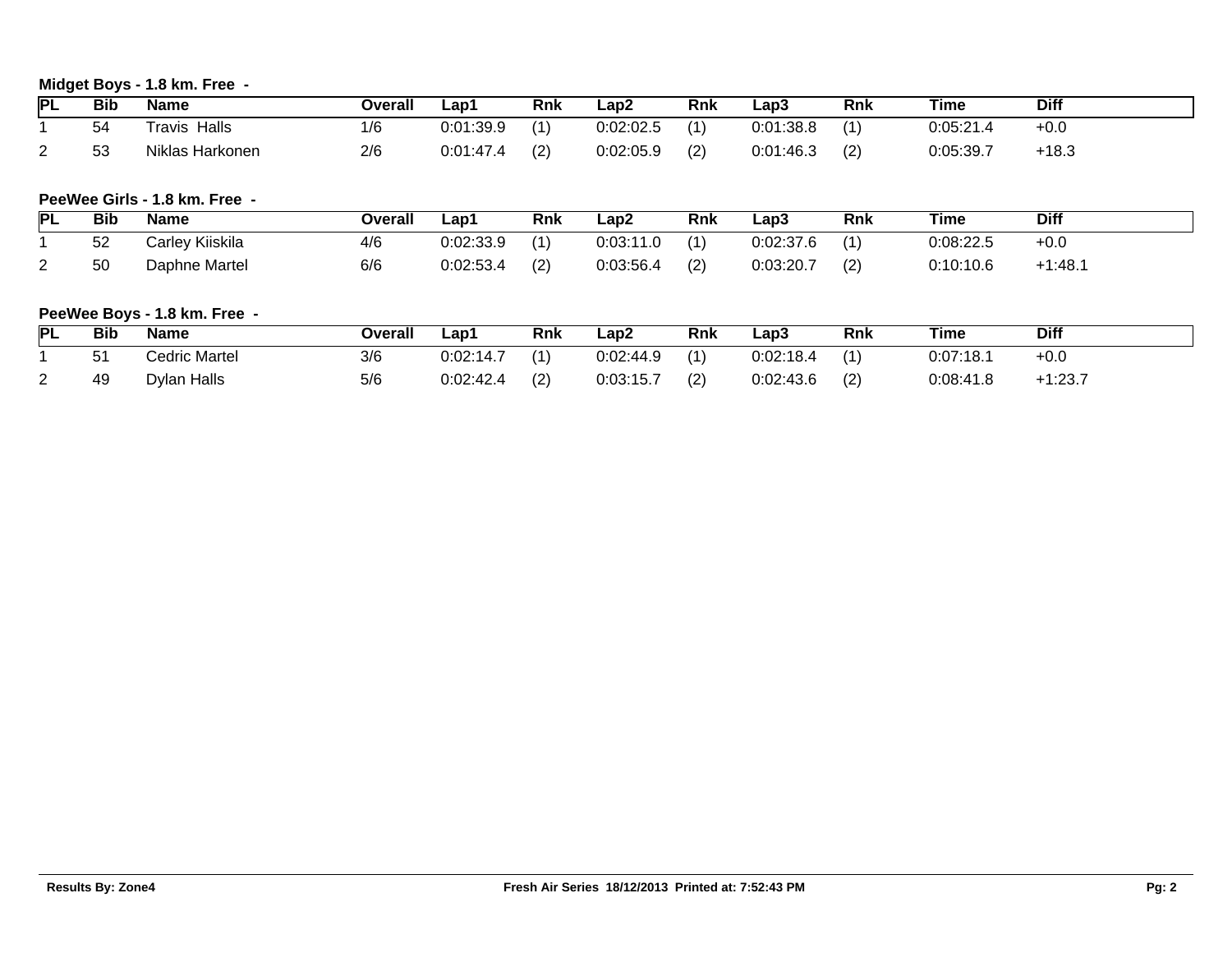**Midget Boys - 1.8 km. Free -**

| PL | Bib | Name | Overall | Lap1 | Rnk | Lap2 | Rnk | Lap3 | Rnk | Time | Diff |
|---|---|---|---|---|---|---|---|---|---|---|---|
| 1 | 54 | Travis Halls | 1/6 | 0:01:39.9 | (1) | 0:02:02.5 | (1) | 0:01:38.8 | (1) | 0:05:21.4 | +0.0 |
| 2 | 53 | Niklas Harkonen | 2/6 | 0:01:47.4 | (2) | 0:02:05.9 | (2) | 0:01:46.3 | (2) | 0:05:39.7 | +18.3 |

**PeeWee Girls - 1.8 km. Free -**

| PL | Bib | Name | Overall | Lap1 | Rnk | Lap2 | Rnk | Lap3 | Rnk | Time | Diff |
|---|---|---|---|---|---|---|---|---|---|---|---|
| 1 | 52 | Carley Kiiskila | 4/6 | 0:02:33.9 | (1) | 0:03:11.0 | (1) | 0:02:37.6 | (1) | 0:08:22.5 | +0.0 |
| 2 | 50 | Daphne Martel | 6/6 | 0:02:53.4 | (2) | 0:03:56.4 | (2) | 0:03:20.7 | (2) | 0:10:10.6 | +1:48.1 |

**PeeWee Boys - 1.8 km. Free -**

| PL | Bib | Name | Overall | Lap1 | Rnk | Lap2 | Rnk | Lap3 | Rnk | Time | Diff |
|---|---|---|---|---|---|---|---|---|---|---|---|
| 1 | 51 | Cedric Martel | 3/6 | 0:02:14.7 | (1) | 0:02:44.9 | (1) | 0:02:18.4 | (1) | 0:07:18.1 | +0.0 |
| 2 | 49 | Dylan Halls | 5/6 | 0:02:42.4 | (2) | 0:03:15.7 | (2) | 0:02:43.6 | (2) | 0:08:41.8 | +1:23.7 |